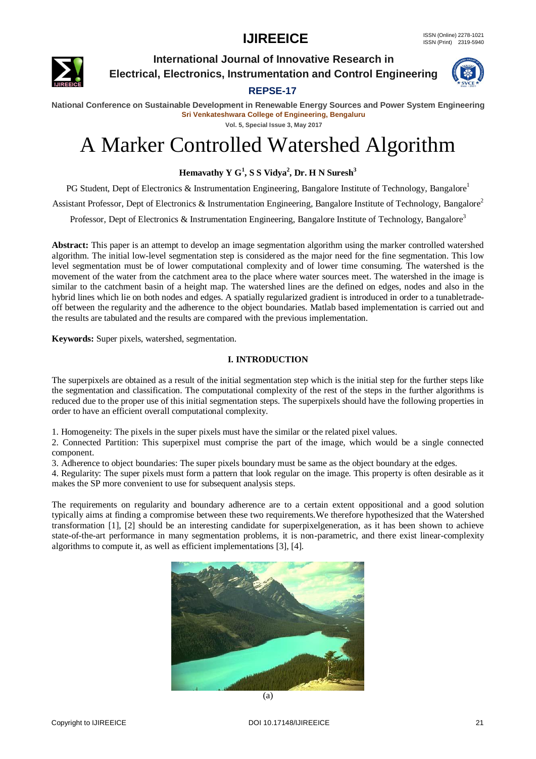# A Marker Controlled Watershed Algorithm

**Hemavathy Y G[1], S S Vidya[2], Dr. H N Suresh[3]**

PG Student, Dept of Electronics & Instrumentation Engineering, Bangalore Institute of Technology, Bangalore[1]

Assistant Professor, Dept of Electronics & Instrumentation Engineering, Bangalore Institute of Technology, Bangalore[2]

Professor, Dept of Electronics & Instrumentation Engineering, Bangalore Institute of Technology, Bangalore[3]

**Abstract:** This paper is an attempt to develop an image segmentation algorithm using the marker controlled watershed algorithm. The initial low-level segmentation step is considered as the major need for the fine segmentation. This low level segmentation must be of lower computational complexity and of lower time consuming. The watershed is the movement of the water from the catchment area to the place where water sources meet. The watershed in the image is similar to the catchment basin of a height map. The watershed lines are the defined on edges, nodes and also in the hybrid lines which lie on both nodes and edges. A spatially regularized gradient is introduced in order to a tunabletrade-off between the regularity and the adherence to the object boundaries. Matlab based implementation is carried out and the results are tabulated and the results are compared with the previous implementation.

**Keywords:** Super pixels, watershed, segmentation.

## I. INTRODUCTION

The superpixels are obtained as a result of the initial segmentation step which is the initial step for the further steps like the segmentation and classification. The computational complexity of the rest of the steps in the further algorithms is reduced due to the proper use of this initial segmentation steps. The superpixels should have the following properties in order to have an efficient overall computational complexity.

1. Homogeneity: The pixels in the super pixels must have the similar or the related pixel values.
2. Connected Partition: This superpixel must comprise the part of the image, which would be a single connected component.
3. Adherence to object boundaries: The super pixels boundary must be same as the object boundary at the edges.
4. Regularity: The super pixels must form a pattern that look regular on the image. This property is often desirable as it makes the SP more convenient to use for subsequent analysis steps.

The requirements on regularity and boundary adherence are to a certain extent oppositional and a good solution typically aims at finding a compromise between these two requirements.We therefore hypothesized that the Watershed transformation [1], [2] should be an interesting candidate for superpixelgeneration, as it has been shown to achieve state-of-the-art performance in many segmentation problems, it is non-parametric, and there exist linear-complexity algorithms to compute it, as well as efficient implementations [3], [4].

(a)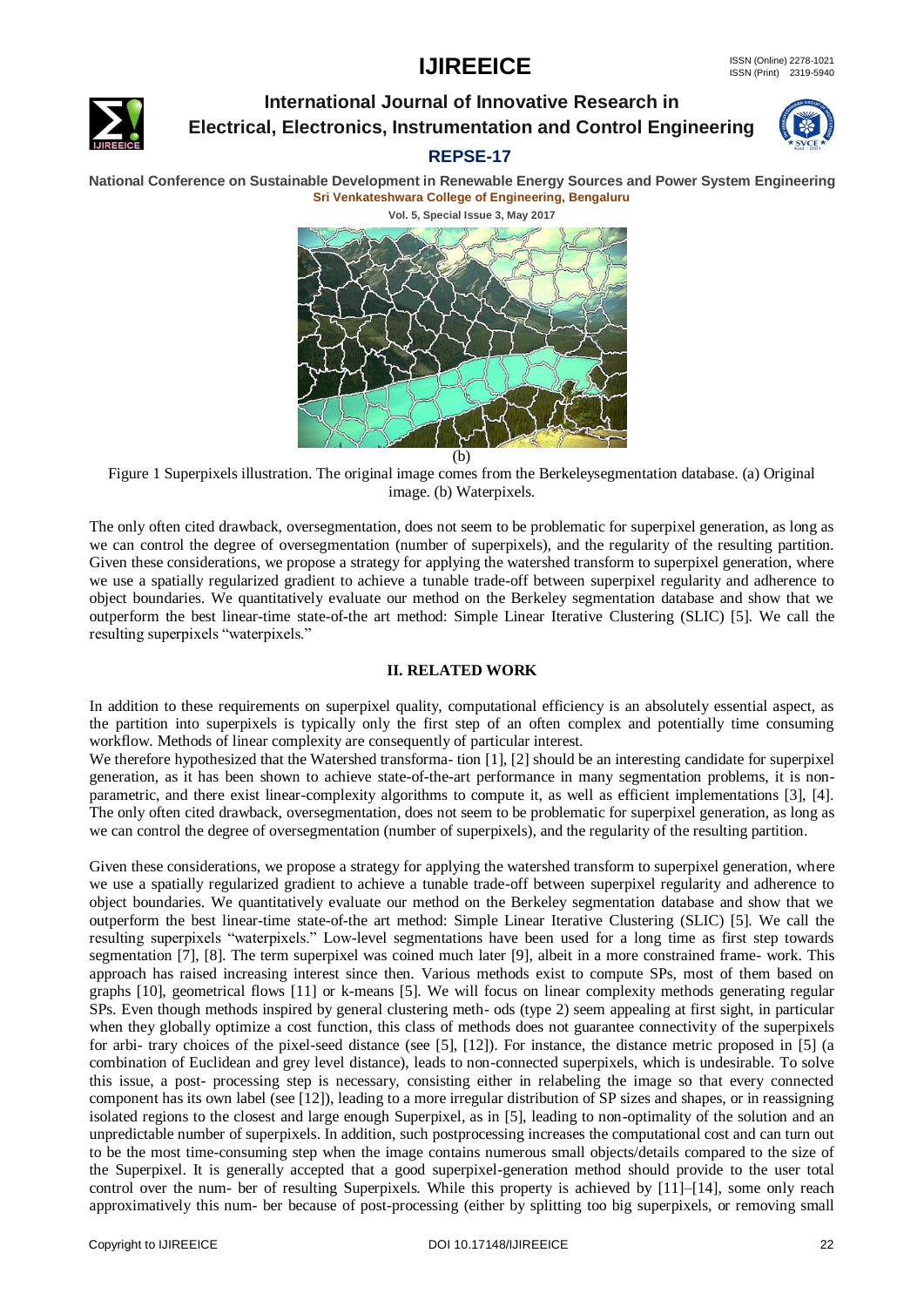(b)

Figure 1 Superpixels illustration. The original image comes from the Berkeleysegmentation database. (a) Original image. (b) Waterpixels.

The only often cited drawback, oversegmentation, does not seem to be problematic for superpixel generation, as long as we can control the degree of oversegmentation (number of superpixels), and the regularity of the resulting partition. Given these considerations, we propose a strategy for applying the watershed transform to superpixel generation, where we use a spatially regularized gradient to achieve a tunable trade-off between superpixel regularity and adherence to object boundaries. We quantitatively evaluate our method on the Berkeley segmentation database and show that we outperform the best linear-time state-of-the art method: Simple Linear Iterative Clustering (SLIC) [5]. We call the resulting superpixels "waterpixels."

## II. RELATED WORK

In addition to these requirements on superpixel quality, computational efficiency is an absolutely essential aspect, as the partition into superpixels is typically only the first step of an often complex and potentially time consuming workflow. Methods of linear complexity are consequently of particular interest.

We therefore hypothesized that the Watershed transforma- tion [1], [2] should be an interesting candidate for superpixel generation, as it has been shown to achieve state-of-the-art performance in many segmentation problems, it is non-parametric, and there exist linear-complexity algorithms to compute it, as well as efficient implementations [3], [4]. The only often cited drawback, oversegmentation, does not seem to be problematic for superpixel generation, as long as we can control the degree of oversegmentation (number of superpixels), and the regularity of the resulting partition.

Given these considerations, we propose a strategy for applying the watershed transform to superpixel generation, where we use a spatially regularized gradient to achieve a tunable trade-off between superpixel regularity and adherence to object boundaries. We quantitatively evaluate our method on the Berkeley segmentation database and show that we outperform the best linear-time state-of-the art method: Simple Linear Iterative Clustering (SLIC) [5]. We call the resulting superpixels "waterpixels." Low-level segmentations have been used for a long time as first step towards segmentation [7], [8]. The term superpixel was coined much later [9], albeit in a more constrained frame- work. This approach has raised increasing interest since then. Various methods exist to compute SPs, most of them based on graphs [10], geometrical flows [11] or k-means [5]. We will focus on linear complexity methods generating regular SPs. Even though methods inspired by general clustering meth- ods (type 2) seem appealing at first sight, in particular when they globally optimize a cost function, this class of methods does not guarantee connectivity of the superpixels for arbi- trary choices of the pixel-seed distance (see [5], [12]). For instance, the distance metric proposed in [5] (a combination of Euclidean and grey level distance), leads to non-connected superpixels, which is undesirable. To solve this issue, a post- processing step is necessary, consisting either in relabeling the image so that every connected component has its own label (see [12]), leading to a more irregular distribution of SP sizes and shapes, or in reassigning isolated regions to the closest and large enough Superpixel, as in [5], leading to non-optimality of the solution and an unpredictable number of superpixels. In addition, such postprocessing increases the computational cost and can turn out to be the most time-consuming step when the image contains numerous small objects/details compared to the size of the Superpixel. It is generally accepted that a good superpixel-generation method should provide to the user total control over the num- ber of resulting Superpixels. While this property is achieved by [11]–[14], some only reach approximatively this num- ber because of post-processing (either by splitting too big superpixels, or removing small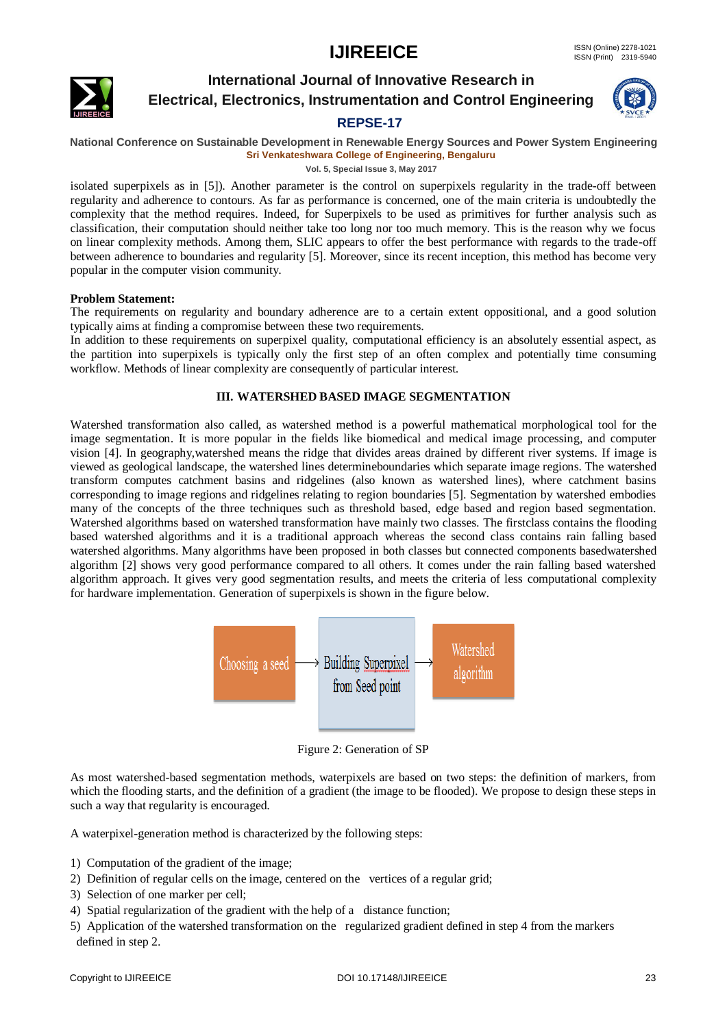isolated superpixels as in [5]). Another parameter is the control on superpixels regularity in the trade-off between regularity and adherence to contours. As far as performance is concerned, one of the main criteria is undoubtedly the complexity that the method requires. Indeed, for Superpixels to be used as primitives for further analysis such as classification, their computation should neither take too long nor too much memory. This is the reason why we focus on linear complexity methods. Among them, SLIC appears to offer the best performance with regards to the trade-off between adherence to boundaries and regularity [5]. Moreover, since its recent inception, this method has become very popular in the computer vision community.

**Problem Statement:**
The requirements on regularity and boundary adherence are to a certain extent oppositional, and a good solution typically aims at finding a compromise between these two requirements.
In addition to these requirements on superpixel quality, computational efficiency is an absolutely essential aspect, as the partition into superpixels is typically only the first step of an often complex and potentially time consuming workflow. Methods of linear complexity are consequently of particular interest.

## III. WATERSHED BASED IMAGE SEGMENTATION

Watershed transformation also called, as watershed method is a powerful mathematical morphological tool for the image segmentation. It is more popular in the fields like biomedical and medical image processing, and computer vision [4]. In geography,watershed means the ridge that divides areas drained by different river systems. If image is viewed as geological landscape, the watershed lines determineboundaries which separate image regions. The watershed transform computes catchment basins and ridgelines (also known as watershed lines), where catchment basins corresponding to image regions and ridgelines relating to region boundaries [5]. Segmentation by watershed embodies many of the concepts of the three techniques such as threshold based, edge based and region based segmentation. Watershed algorithms based on watershed transformation have mainly two classes. The firstclass contains the flooding based watershed algorithms and it is a traditional approach whereas the second class contains rain falling based watershed algorithms. Many algorithms have been proposed in both classes but connected components basedwatershed algorithm [2] shows very good performance compared to all others. It comes under the rain falling based watershed algorithm approach. It gives very good segmentation results, and meets the criteria of less computational complexity for hardware implementation. Generation of superpixels is shown in the figure below.

Choosing a seed → Building Superpixel from Seed point → Watershed algorithm

Figure 2: Generation of SP

As most watershed-based segmentation methods, waterpixels are based on two steps: the definition of markers, from which the flooding starts, and the definition of a gradient (the image to be flooded). We propose to design these steps in such a way that regularity is encouraged.

A waterpixel-generation method is characterized by the following steps:

1) Computation of the gradient of the image;
2) Definition of regular cells on the image, centered on the vertices of a regular grid;
3) Selection of one marker per cell;
4) Spatial regularization of the gradient with the help of a distance function;
5) Application of the watershed transformation on the regularized gradient defined in step 4 from the markers defined in step 2.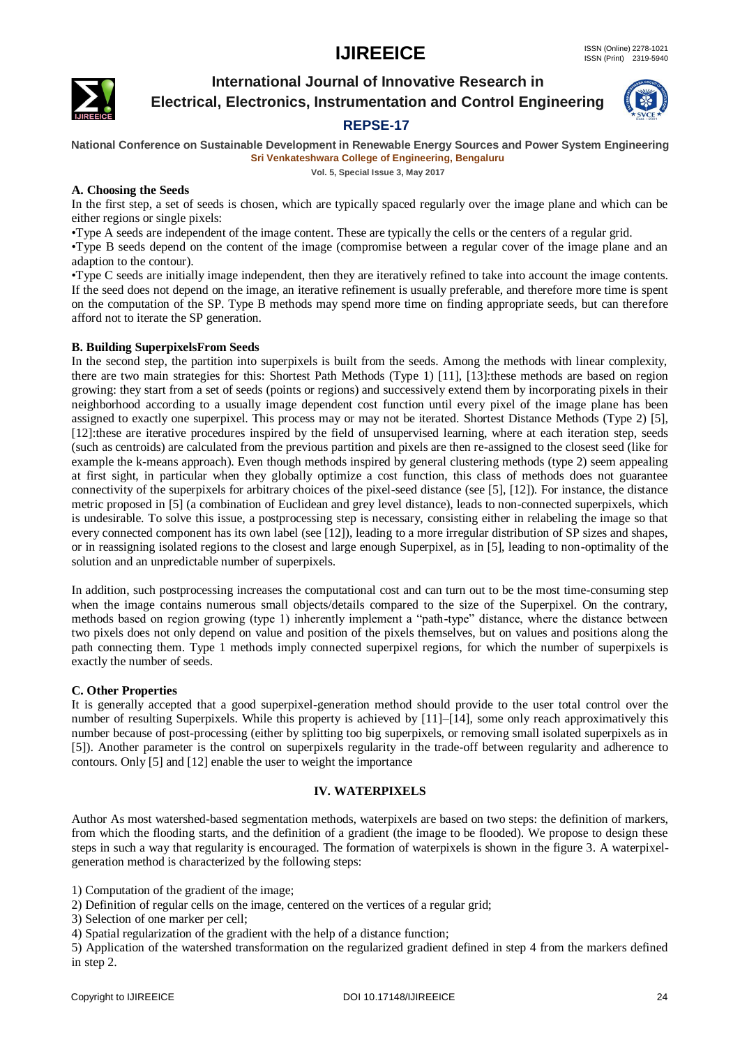### A. Choosing the Seeds

In the first step, a set of seeds is chosen, which are typically spaced regularly over the image plane and which can be either regions or single pixels:

•Type A seeds are independent of the image content. These are typically the cells or the centers of a regular grid.

•Type B seeds depend on the content of the image (compromise between a regular cover of the image plane and an adaption to the contour).

•Type C seeds are initially image independent, then they are iteratively refined to take into account the image contents. If the seed does not depend on the image, an iterative refinement is usually preferable, and therefore more time is spent on the computation of the SP. Type B methods may spend more time on finding appropriate seeds, but can therefore afford not to iterate the SP generation.

### B. Building SuperpixelsFrom Seeds

In the second step, the partition into superpixels is built from the seeds. Among the methods with linear complexity, there are two main strategies for this: Shortest Path Methods (Type 1) [11], [13]:these methods are based on region growing: they start from a set of seeds (points or regions) and successively extend them by incorporating pixels in their neighborhood according to a usually image dependent cost function until every pixel of the image plane has been assigned to exactly one superpixel. This process may or may not be iterated. Shortest Distance Methods (Type 2) [5], [12]:these are iterative procedures inspired by the field of unsupervised learning, where at each iteration step, seeds (such as centroids) are calculated from the previous partition and pixels are then re-assigned to the closest seed (like for example the k-means approach). Even though methods inspired by general clustering methods (type 2) seem appealing at first sight, in particular when they globally optimize a cost function, this class of methods does not guarantee connectivity of the superpixels for arbitrary choices of the pixel-seed distance (see [5], [12]). For instance, the distance metric proposed in [5] (a combination of Euclidean and grey level distance), leads to non-connected superpixels, which is undesirable. To solve this issue, a postprocessing step is necessary, consisting either in relabeling the image so that every connected component has its own label (see [12]), leading to a more irregular distribution of SP sizes and shapes, or in reassigning isolated regions to the closest and large enough Superpixel, as in [5], leading to non-optimality of the solution and an unpredictable number of superpixels.

In addition, such postprocessing increases the computational cost and can turn out to be the most time-consuming step when the image contains numerous small objects/details compared to the size of the Superpixel. On the contrary, methods based on region growing (type 1) inherently implement a "path-type" distance, where the distance between two pixels does not only depend on value and position of the pixels themselves, but on values and positions along the path connecting them. Type 1 methods imply connected superpixel regions, for which the number of superpixels is exactly the number of seeds.

### C. Other Properties

It is generally accepted that a good superpixel-generation method should provide to the user total control over the number of resulting Superpixels. While this property is achieved by [11]–[14], some only reach approximatively this number because of post-processing (either by splitting too big superpixels, or removing small isolated superpixels as in [5]). Another parameter is the control on superpixels regularity in the trade-off between regularity and adherence to contours. Only [5] and [12] enable the user to weight the importance

## IV. WATERPIXELS

Author As most watershed-based segmentation methods, waterpixels are based on two steps: the definition of markers, from which the flooding starts, and the definition of a gradient (the image to be flooded). We propose to design these steps in such a way that regularity is encouraged. The formation of waterpixels is shown in the figure 3. A waterpixel-generation method is characterized by the following steps:

1) Computation of the gradient of the image;

2) Definition of regular cells on the image, centered on the vertices of a regular grid;

3) Selection of one marker per cell;

4) Spatial regularization of the gradient with the help of a distance function;

5) Application of the watershed transformation on the regularized gradient defined in step 4 from the markers defined in step 2.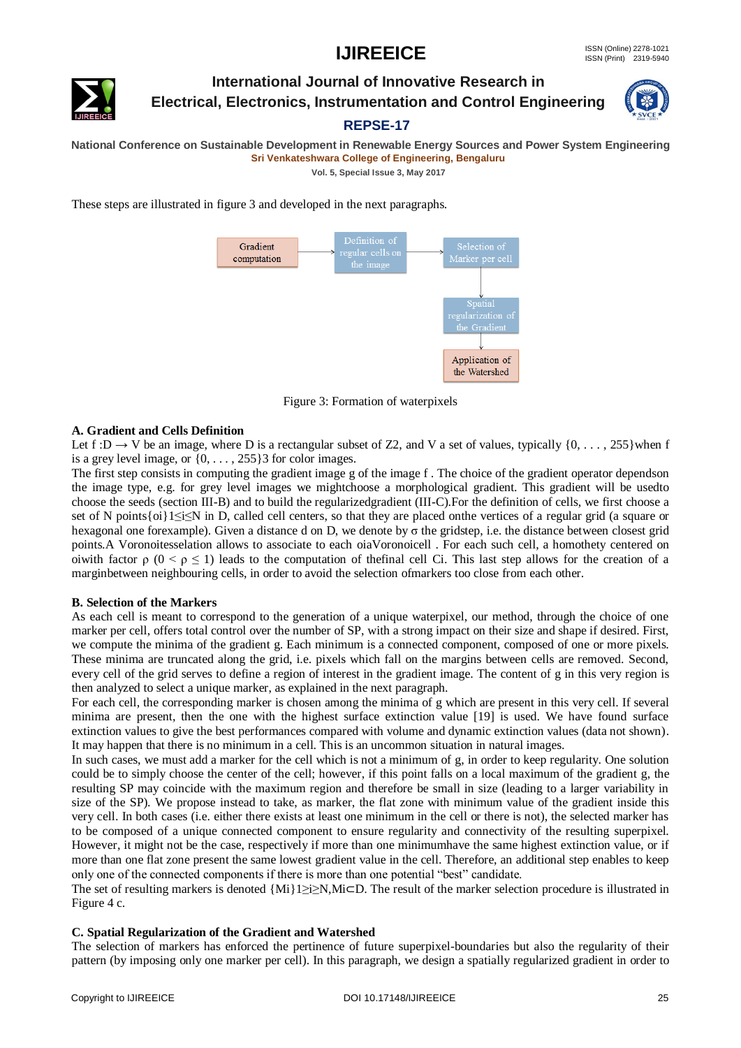These steps are illustrated in figure 3 and developed in the next paragraphs.

Gradient computation

Definition of regular cells on the image

Selection of Marker per cell

Spatial regularization of the Gradient

Application of the Watershed

Figure 3: Formation of waterpixels

### A. Gradient and Cells Definition

Let $f : D \rightarrow V$ be an image, where D is a rectangular subset of Z2, and V a set of values, typically $\{0, \ldots, 255\}$when f is a grey level image, or $\{0, \ldots, 255\}3$ for color images.

The first step consists in computing the gradient image g of the image f . The choice of the gradient operator dependson the image type, e.g. for grey level images we mightchoose a morphological gradient. This gradient will be usedto choose the seeds (section III-B) and to build the regularizedgradient (III-C).For the definition of cells, we first choose a set of N points$\{oi\}1 \leq i \leq N$ in D, called cell centers, so that they are placed onthe vertices of a regular grid (a square or hexagonal one forexample). Given a distance d on D, we denote by $\sigma$ the gridstep, i.e. the distance between closest grid points.A Voronoitesselation allows to associate to each oiaVoronoicell . For each such cell, a homothety centered on oiwith factor $\rho$ $(0 < \rho \leq 1)$ leads to the computation of thefinal cell Ci. This last step allows for the creation of a marginbetween neighbouring cells, in order to avoid the selection ofmarkers too close from each other.

### B. Selection of the Markers

As each cell is meant to correspond to the generation of a unique waterpixel, our method, through the choice of one marker per cell, offers total control over the number of SP, with a strong impact on their size and shape if desired. First, we compute the minima of the gradient g. Each minimum is a connected component, composed of one or more pixels. These minima are truncated along the grid, i.e. pixels which fall on the margins between cells are removed. Second, every cell of the grid serves to define a region of interest in the gradient image. The content of g in this very region is then analyzed to select a unique marker, as explained in the next paragraph.

For each cell, the corresponding marker is chosen among the minima of g which are present in this very cell. If several minima are present, then the one with the highest surface extinction value [19] is used. We have found surface extinction values to give the best performances compared with volume and dynamic extinction values (data not shown). It may happen that there is no minimum in a cell. This is an uncommon situation in natural images.

In such cases, we must add a marker for the cell which is not a minimum of g, in order to keep regularity. One solution could be to simply choose the center of the cell; however, if this point falls on a local maximum of the gradient g, the resulting SP may coincide with the maximum region and therefore be small in size (leading to a larger variability in size of the SP). We propose instead to take, as marker, the flat zone with minimum value of the gradient inside this very cell. In both cases (i.e. either there exists at least one minimum in the cell or there is not), the selected marker has to be composed of a unique connected component to ensure regularity and connectivity of the resulting superpixel. However, it might not be the case, respectively if more than one minimumhave the same highest extinction value, or if more than one flat zone present the same lowest gradient value in the cell. Therefore, an additional step enables to keep only one of the connected components if there is more than one potential "best" candidate.

The set of resulting markers is denoted $\{Mi\}1 \geq i \geq N, Mi \subset D$. The result of the marker selection procedure is illustrated in Figure 4 c.

### C. Spatial Regularization of the Gradient and Watershed

The selection of markers has enforced the pertinence of future superpixel-boundaries but also the regularity of their pattern (by imposing only one marker per cell). In this paragraph, we design a spatially regularized gradient in order to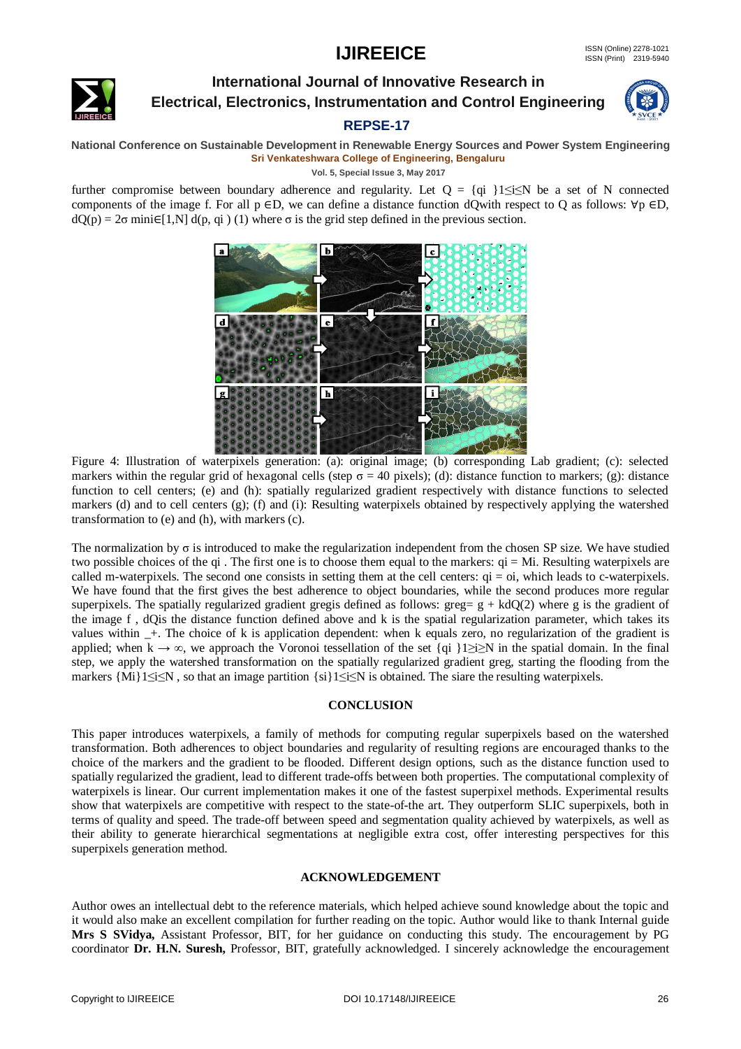further compromise between boundary adherence and regularity. Let $Q = \{q_i\}_{1 \leq i \leq N}$ be a set of N connected components of the image f. For all $p \in D$, we can define a distance function $d_Q$ with respect to Q as follows: $\forall p \in D$, $d_Q(p) = \frac{2}{\sigma} \min_{i \in [1,N]} d(p, q_i)$ (1) where σ is the grid step defined in the previous section.

Figure 4: Illustration of waterpixels generation: (a): original image; (b) corresponding Lab gradient; (c): selected markers within the regular grid of hexagonal cells (step σ = 40 pixels); (d): distance function to markers; (g): distance function to cell centers; (e) and (h): spatially regularized gradient respectively with distance functions to selected markers (d) and to cell centers (g); (f) and (i): Resulting waterpixels obtained by respectively applying the watershed transformation to (e) and (h), with markers (c).

The normalization by σ is introduced to make the regularization independent from the chosen SP size. We have studied two possible choices of the $q_i$. The first one is to choose them equal to the markers: $q_i = M_i$. Resulting waterpixels are called m-waterpixels. The second one consists in setting them at the cell centers: $q_i = o_i$, which leads to c-waterpixels. We have found that the first gives the best adherence to object boundaries, while the second produces more regular superpixels. The spatially regularized gradient $g_{reg}$ is defined as follows: $g_{reg} = g + k d_Q$ (2) where g is the gradient of the image f, $d_Q$ is the distance function defined above and k is the spatial regularization parameter, which takes its values within _+. The choice of k is application dependent: when k equals zero, no regularization of the gradient is applied; when $k \rightarrow \infty$, we approach the Voronoi tessellation of the set $\{q_i\}_{1 \geq i \geq N}$ in the spatial domain. In the final step, we apply the watershed transformation on the spatially regularized gradient $g_{reg}$, starting the flooding from the markers $\{M_i\}_{1 \leq i \leq N}$, so that an image partition $\{s_i\}_{1 \leq i \leq N}$ is obtained. The $s_i$ are the resulting waterpixels.

## CONCLUSION

This paper introduces waterpixels, a family of methods for computing regular superpixels based on the watershed transformation. Both adherences to object boundaries and regularity of resulting regions are encouraged thanks to the choice of the markers and the gradient to be flooded. Different design options, such as the distance function used to spatially regularized the gradient, lead to different trade-offs between both properties. The computational complexity of waterpixels is linear. Our current implementation makes it one of the fastest superpixel methods. Experimental results show that waterpixels are competitive with respect to the state-of-the art. They outperform SLIC superpixels, both in terms of quality and speed. The trade-off between speed and segmentation quality achieved by waterpixels, as well as their ability to generate hierarchical segmentations at negligible extra cost, offer interesting perspectives for this superpixels generation method.

## ACKNOWLEDGEMENT

Author owes an intellectual debt to the reference materials, which helped achieve sound knowledge about the topic and it would also make an excellent compilation for further reading on the topic. Author would like to thank Internal guide **Mrs S SVidya,** Assistant Professor, BIT, for her guidance on conducting this study. The encouragement by PG coordinator **Dr. H.N. Suresh,** Professor, BIT, gratefully acknowledged. I sincerely acknowledge the encouragement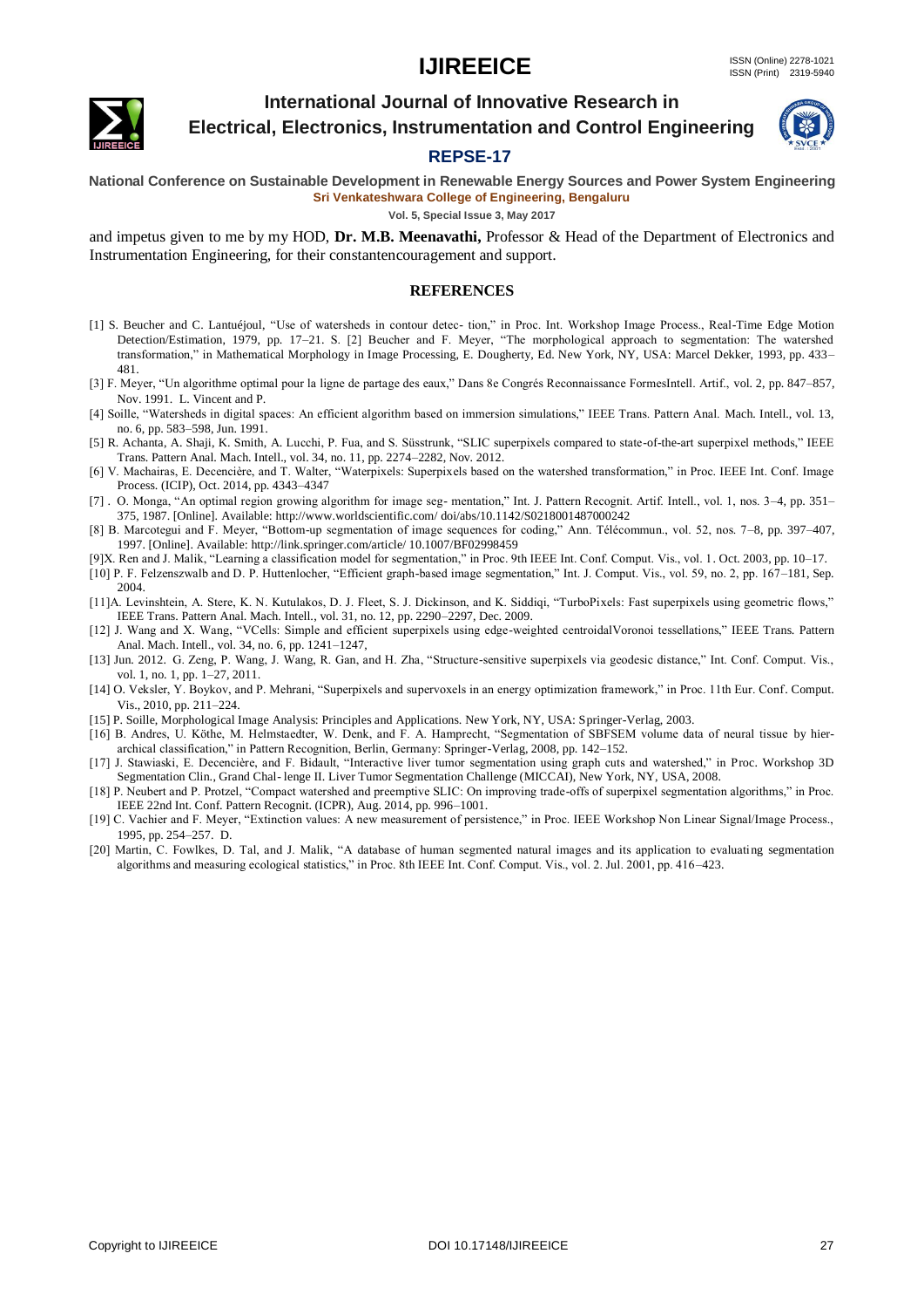and impetus given to me by my HOD, **Dr. M.B. Meenavathi,** Professor & Head of the Department of Electronics and Instrumentation Engineering, for their constantencouragement and support.

## REFERENCES

[1] S. Beucher and C. Lantuéjoul, "Use of watersheds in contour detec- tion," in Proc. Int. Workshop Image Process., Real-Time Edge Motion Detection/Estimation, 1979, pp. 17–21. S. [2] Beucher and F. Meyer, "The morphological approach to segmentation: The watershed transformation," in Mathematical Morphology in Image Processing, E. Dougherty, Ed. New York, NY, USA: Marcel Dekker, 1993, pp. 433–481.

[3] F. Meyer, "Un algorithme optimal pour la ligne de partage des eaux," Dans 8e Congrés Reconnaissance FormesIntell. Artif., vol. 2, pp. 847–857, Nov. 1991. L. Vincent and P.

[4] Soille, "Watersheds in digital spaces: An efficient algorithm based on immersion simulations," IEEE Trans. Pattern Anal. Mach. Intell., vol. 13, no. 6, pp. 583–598, Jun. 1991.

[5] R. Achanta, A. Shaji, K. Smith, A. Lucchi, P. Fua, and S. Süsstrunk, "SLIC superpixels compared to state-of-the-art superpixel methods," IEEE Trans. Pattern Anal. Mach. Intell., vol. 34, no. 11, pp. 2274–2282, Nov. 2012.

[6] V. Machairas, E. Decencière, and T. Walter, "Waterpixels: Superpixels based on the watershed transformation," in Proc. IEEE Int. Conf. Image Process. (ICIP), Oct. 2014, pp. 4343–4347

[7] . O. Monga, "An optimal region growing algorithm for image seg- mentation," Int. J. Pattern Recognit. Artif. Intell., vol. 1, nos. 3–4, pp. 351–375, 1987. [Online]. Available: http://www.worldscientific.com/ doi/abs/10.1142/S0218001487000242

[8] B. Marcotegui and F. Meyer, "Bottom-up segmentation of image sequences for coding," Ann. Télécommun., vol. 52, nos. 7–8, pp. 397–407, 1997. [Online]. Available: http://link.springer.com/article/ 10.1007/BF02998459

[9]X. Ren and J. Malik, "Learning a classification model for segmentation," in Proc. 9th IEEE Int. Conf. Comput. Vis., vol. 1. Oct. 2003, pp. 10–17.

[10] P. F. Felzenszwalb and D. P. Huttenlocher, "Efficient graph-based image segmentation," Int. J. Comput. Vis., vol. 59, no. 2, pp. 167–181, Sep. 2004.

[11]A. Levinshtein, A. Stere, K. N. Kutulakos, D. J. Fleet, S. J. Dickinson, and K. Siddiqi, "TurboPixels: Fast superpixels using geometric flows," IEEE Trans. Pattern Anal. Mach. Intell., vol. 31, no. 12, pp. 2290–2297, Dec. 2009.

[12] J. Wang and X. Wang, "VCells: Simple and efficient superpixels using edge-weighted centroidalVoronoi tessellations," IEEE Trans. Pattern Anal. Mach. Intell., vol. 34, no. 6, pp. 1241–1247,

[13] Jun. 2012. G. Zeng, P. Wang, J. Wang, R. Gan, and H. Zha, "Structure-sensitive superpixels via geodesic distance," Int. Conf. Comput. Vis., vol. 1, no. 1, pp. 1–27, 2011.

[14] O. Veksler, Y. Boykov, and P. Mehrani, "Superpixels and supervoxels in an energy optimization framework," in Proc. 11th Eur. Conf. Comput. Vis., 2010, pp. 211–224.

[15] P. Soille, Morphological Image Analysis: Principles and Applications. New York, NY, USA: Springer-Verlag, 2003.

[16] B. Andres, U. Köthe, M. Helmstaedter, W. Denk, and F. A. Hamprecht, "Segmentation of SBFSEM volume data of neural tissue by hierarchical classification," in Pattern Recognition, Berlin, Germany: Springer-Verlag, 2008, pp. 142–152.

[17] J. Stawiaski, E. Decencière, and F. Bidault, "Interactive liver tumor segmentation using graph cuts and watershed," in Proc. Workshop 3D Segmentation Clin., Grand Chal- lenge II. Liver Tumor Segmentation Challenge (MICCAI), New York, NY, USA, 2008.

[18] P. Neubert and P. Protzel, "Compact watershed and preemptive SLIC: On improving trade-offs of superpixel segmentation algorithms," in Proc. IEEE 22nd Int. Conf. Pattern Recognit. (ICPR), Aug. 2014, pp. 996–1001.

[19] C. Vachier and F. Meyer, "Extinction values: A new measurement of persistence," in Proc. IEEE Workshop Non Linear Signal/Image Process., 1995, pp. 254–257. D.

[20] Martin, C. Fowlkes, D. Tal, and J. Malik, "A database of human segmented natural images and its application to evaluating segmentation algorithms and measuring ecological statistics," in Proc. 8th IEEE Int. Conf. Comput. Vis., vol. 2. Jul. 2001, pp. 416–423.